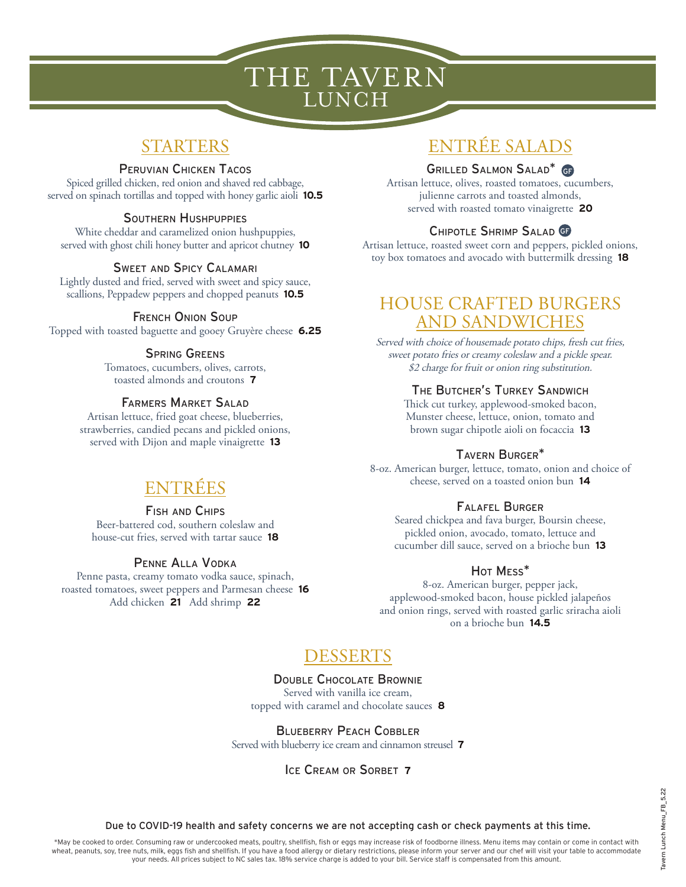# THE TAVERN
## LUNCH

## STARTERS

### Peruvian Chicken Tacos
Spiced grilled chicken, red onion and shaved red cabbage, served on spinach tortillas and topped with honey garlic aioli **10.5**

### Southern Hushpuppies
White cheddar and caramelized onion hushpuppies, served with ghost chili honey butter and apricot chutney **10**

### Sweet and Spicy Calamari
Lightly dusted and fried, served with sweet and spicy sauce, scallions, Peppadew peppers and chopped peanuts **10.5**

### French Onion Soup
Topped with toasted baguette and gooey Gruyère cheese **6.25**

### Spring Greens
Tomatoes, cucumbers, olives, carrots, toasted almonds and croutons **7**

### Farmers Market Salad
Artisan lettuce, fried goat cheese, blueberries, strawberries, candied pecans and pickled onions, served with Dijon and maple vinaigrette **13**

## ENTRÉES

### Fish and Chips
Beer-battered cod, southern coleslaw and house-cut fries, served with tartar sauce **18**

### Penne Alla Vodka
Penne pasta, creamy tomato vodka sauce, spinach, roasted tomatoes, sweet peppers and Parmesan cheese **16**
Add chicken **21** Add shrimp **22**

## ENTRÉE SALADS

### Grilled Salmon Salad* GF
Artisan lettuce, olives, roasted tomatoes, cucumbers, julienne carrots and toasted almonds, served with roasted tomato vinaigrette **20**

### Chipotle Shrimp Salad GF
Artisan lettuce, roasted sweet corn and peppers, pickled onions, toy box tomatoes and avocado with buttermilk dressing **18**

## HOUSE CRAFTED BURGERS AND SANDWICHES

*Served with choice of housemade potato chips, fresh cut fries, sweet potato fries or creamy coleslaw and a pickle spear. $2 charge for fruit or onion ring substitution.*

### The Butcher's Turkey Sandwich
Thick cut turkey, applewood-smoked bacon, Munster cheese, lettuce, onion, tomato and brown sugar chipotle aioli on focaccia **13**

### Tavern Burger*
8-oz. American burger, lettuce, tomato, onion and choice of cheese, served on a toasted onion bun **14**

### Falafel Burger
Seared chickpea and fava burger, Boursin cheese, pickled onion, avocado, tomato, lettuce and cucumber dill sauce, served on a brioche bun **13**

### Hot Mess*
8-oz. American burger, pepper jack, applewood-smoked bacon, house pickled jalapeños and onion rings, served with roasted garlic sriracha aioli on a brioche bun **14.5**

## DESSERTS

### Double Chocolate Brownie
Served with vanilla ice cream, topped with caramel and chocolate sauces **8**

### Blueberry Peach Cobbler
Served with blueberry ice cream and cinnamon streusel **7**

### Ice Cream or Sorbet **7**

Due to COVID-19 health and safety concerns we are not accepting cash or check payments at this time.

*May be cooked to order. Consuming raw or undercooked meats, poultry, shellfish, fish or eggs may increase risk of foodborne illness. Menu items may contain or come in contact with wheat, peanuts, soy, tree nuts, milk, eggs fish and shellfish. If you have a food allergy or dietary restrictions, please inform your server and our chef will visit your table to accommodate your needs. All prices subject to NC sales tax. 18% service charge is added to your bill. Service staff is compensated from this amount.

Tavern Lunch Menu_FB_5.22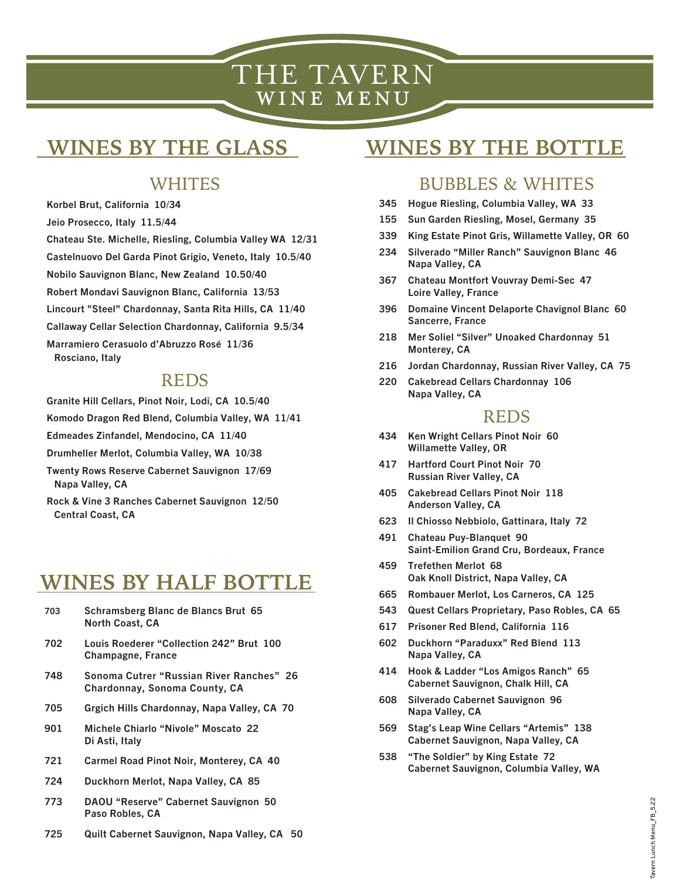# THE TAVERN
## WINE MENU

## WINES BY THE GLASS

### WHITES

Korbel Brut, California 10/34

Jeio Prosecco, Italy 11.5/44

Chateau Ste. Michelle, Riesling, Columbia Valley WA 12/31

Castelnuovo Del Garda Pinot Grigio, Veneto, Italy 10.5/40

Nobilo Sauvignon Blanc, New Zealand 10.50/40

Robert Mondavi Sauvignon Blanc, California 13/53

Lincourt "Steel" Chardonnay, Santa Rita Hills, CA 11/40

Callaway Cellar Selection Chardonnay, California 9.5/34

Marramiero Cerasuolo d'Abruzzo Rosé 11/36
Rosciano, Italy

### REDS

Granite Hill Cellars, Pinot Noir, Lodi, CA 10.5/40

Komodo Dragon Red Blend, Columbia Valley, WA 11/41

Edmeades Zinfandel, Mendocino, CA 11/40

Drumheller Merlot, Columbia Valley, WA 10/38

Twenty Rows Reserve Cabernet Sauvignon 17/69
Napa Valley, CA

Rock & Vine 3 Ranches Cabernet Sauvignon 12/50
Central Coast, CA

## WINES BY HALF BOTTLE

703 Schramsberg Blanc de Blancs Brut 65
North Coast, CA

702 Louis Roederer "Collection 242" Brut 100
Champagne, France

748 Sonoma Cutrer "Russian River Ranches" 26
Chardonnay, Sonoma County, CA

705 Grgich Hills Chardonnay, Napa Valley, CA 70

901 Michele Chiarlo "Nivole" Moscato 22
Di Asti, Italy

721 Carmel Road Pinot Noir, Monterey, CA 40

724 Duckhorn Merlot, Napa Valley, CA 85

773 DAOU "Reserve" Cabernet Sauvignon 50
Paso Robles, CA

725 Quilt Cabernet Sauvignon, Napa Valley, CA 50

## WINES BY THE BOTTLE

### BUBBLES & WHITES

345 Hogue Riesling, Columbia Valley, WA 33

155 Sun Garden Riesling, Mosel, Germany 35

339 King Estate Pinot Gris, Willamette Valley, OR 60

234 Silverado "Miller Ranch" Sauvignon Blanc 46
Napa Valley, CA

367 Chateau Montfort Vouvray Demi-Sec 47
Loire Valley, France

396 Domaine Vincent Delaporte Chavignol Blanc 60
Sancerre, France

218 Mer Soliel "Silver" Unoaked Chardonnay 51
Monterey, CA

216 Jordan Chardonnay, Russian River Valley, CA 75

220 Cakebread Cellars Chardonnay 106
Napa Valley, CA

### REDS

434 Ken Wright Cellars Pinot Noir 60
Willamette Valley, OR

417 Hartford Court Pinot Noir 70
Russian River Valley, CA

405 Cakebread Cellars Pinot Noir 118
Anderson Valley, CA

623 Il Chiosso Nebbiolo, Gattinara, Italy 72

491 Chateau Puy-Blanquet 90
Saint-Emilion Grand Cru, Bordeaux, France

459 Trefethen Merlot 68
Oak Knoll District, Napa Valley, CA

665 Rombauer Merlot, Los Carneros, CA 125

543 Quest Cellars Proprietary, Paso Robles, CA 65

617 Prisoner Red Blend, California 116

602 Duckhorn "Paraduxx" Red Blend 113
Napa Valley, CA

414 Hook & Ladder "Los Amigos Ranch" 65
Cabernet Sauvignon, Chalk Hill, CA

608 Silverado Cabernet Sauvignon 96
Napa Valley, CA

569 Stag's Leap Wine Cellars "Artemis" 138
Cabernet Sauvignon, Napa Valley, CA

538 "The Soldier" by King Estate 72
Cabernet Sauvignon, Columbia Valley, WA

Tavern Lunch Menu_FB_5.22